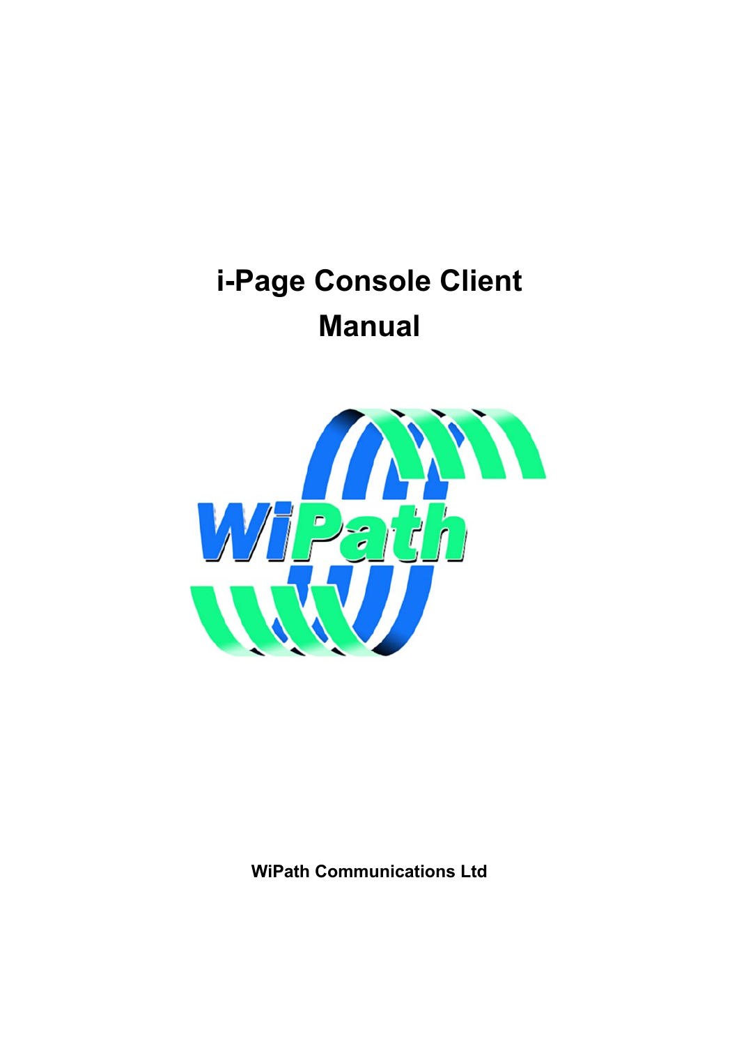# i-Page Console Client Manual

**WiPath Communications Ltd**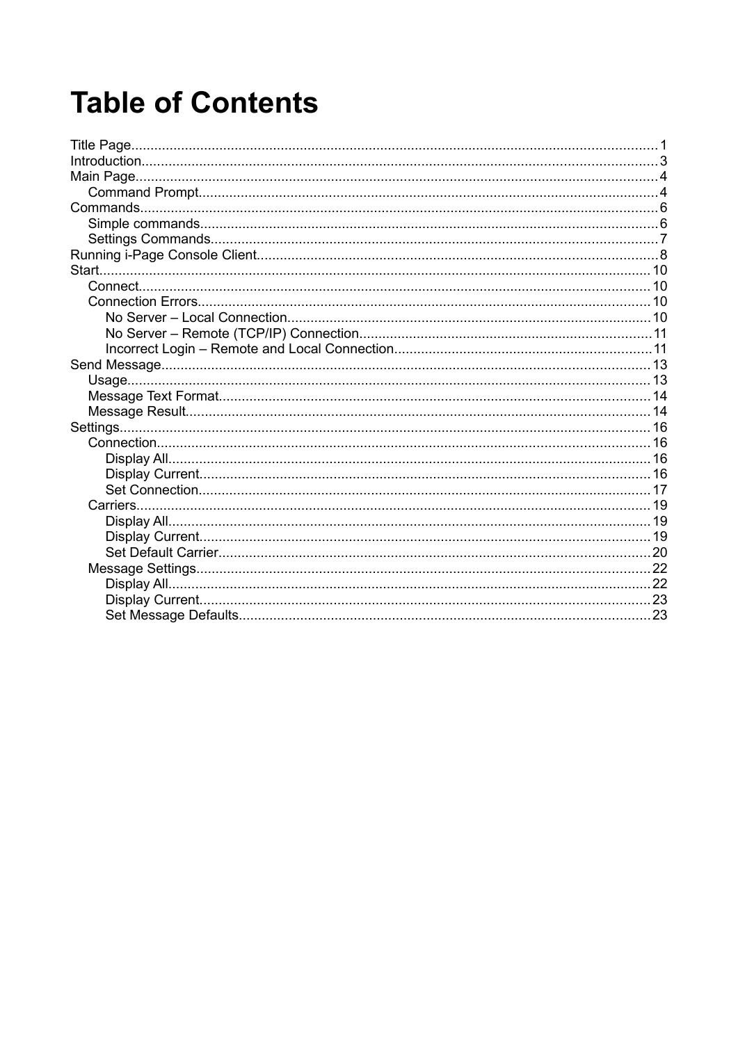# Table of Contents

- Title Page....................1
- Introduction....................3
- Main Page....................4
  - Command Prompt....................4
- Commands....................6
  - Simple commands....................6
  - Settings Commands....................7
- Running i-Page Console Client....................8
- Start....................10
  - Connect....................10
  - Connection Errors....................10
    - No Server – Local Connection....................10
    - No Server – Remote (TCP/IP) Connection....................11
    - Incorrect Login – Remote and Local Connection....................11
- Send Message....................13
  - Usage....................13
  - Message Text Format....................14
  - Message Result....................14
- Settings....................16
  - Connection....................16
    - Display All....................16
    - Display Current....................16
    - Set Connection....................17
  - Carriers....................19
    - Display All....................19
    - Display Current....................19
    - Set Default Carrier....................20
  - Message Settings....................22
    - Display All....................22
    - Display Current....................23
    - Set Message Defaults....................23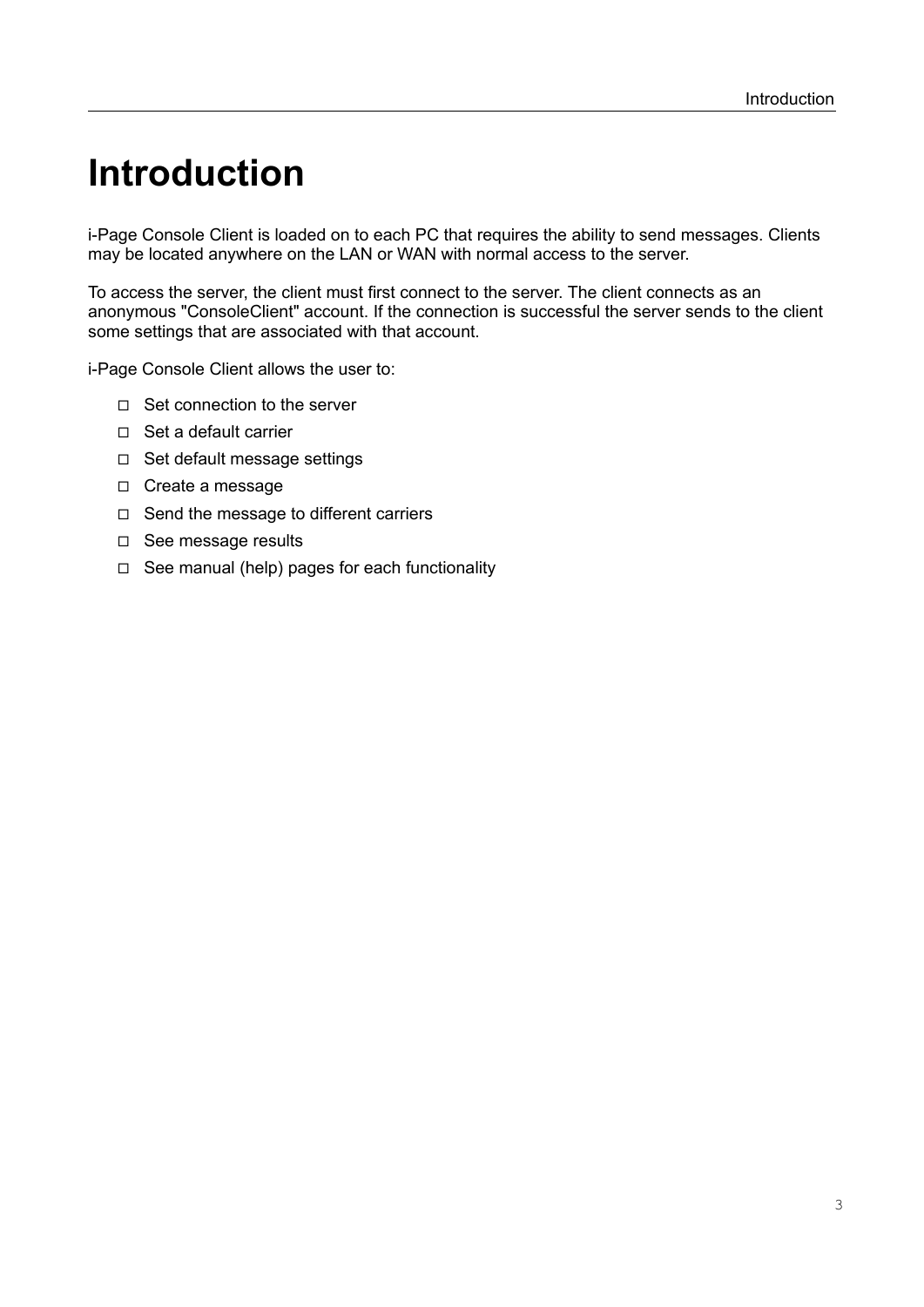# Introduction

i-Page Console Client is loaded on to each PC that requires the ability to send messages. Clients may be located anywhere on the LAN or WAN with normal access to the server.

To access the server, the client must first connect to the server. The client connects as an anonymous "ConsoleClient" account. If the connection is successful the server sends to the client some settings that are associated with that account.

i-Page Console Client allows the user to:

- Set connection to the server
- Set a default carrier
- Set default message settings
- Create a message
- Send the message to different carriers
- See message results
- See manual (help) pages for each functionality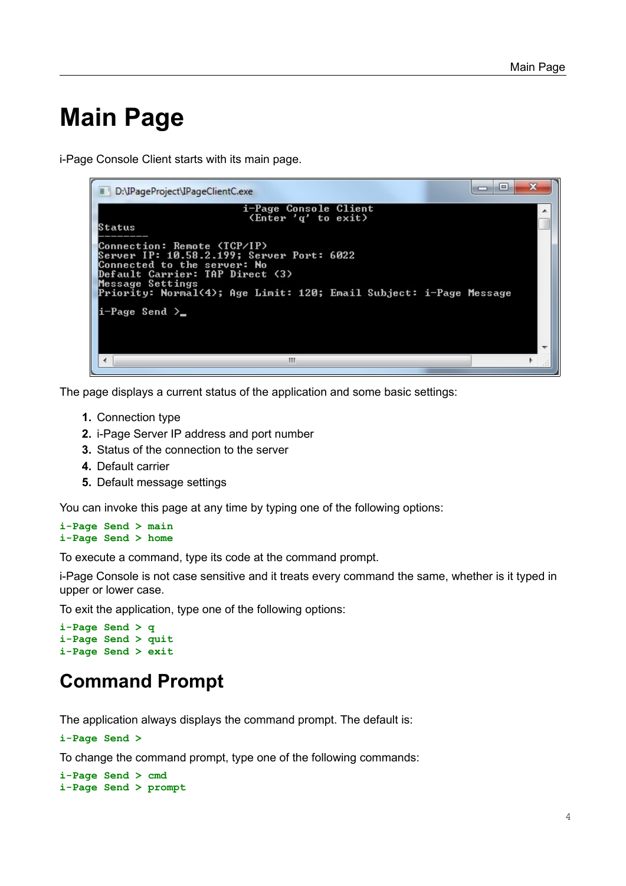# Main Page

i-Page Console Client starts with its main page.

```
D:\IPageProject\IPageClientC.exe

                         i-Page Console Client
                          <Enter 'q' to exit>
Status
--------
Connection: Remote (TCP/IP)
Server IP: 10.58.2.199; Server Port: 6022
Connected to the server: No
Default Carrier: TAP Direct (3)
Message Settings
Priority: Normal(4); Age Limit: 120; Email Subject: i-Page Message

i-Page Send >_
```

The page displays a current status of the application and some basic settings:

1. Connection type
2. i-Page Server IP address and port number
3. Status of the connection to the server
4. Default carrier
5. Default message settings

You can invoke this page at any time by typing one of the following options:

```
i-Page Send > main
i-Page Send > home
```

To execute a command, type its code at the command prompt.

i-Page Console is not case sensitive and it treats every command the same, whether is it typed in upper or lower case.

To exit the application, type one of the following options:

```
i-Page Send > q
i-Page Send > quit
i-Page Send > exit
```

## Command Prompt

The application always displays the command prompt. The default is:

```
i-Page Send >
```

To change the command prompt, type one of the following commands:

```
i-Page Send > cmd
i-Page Send > prompt
```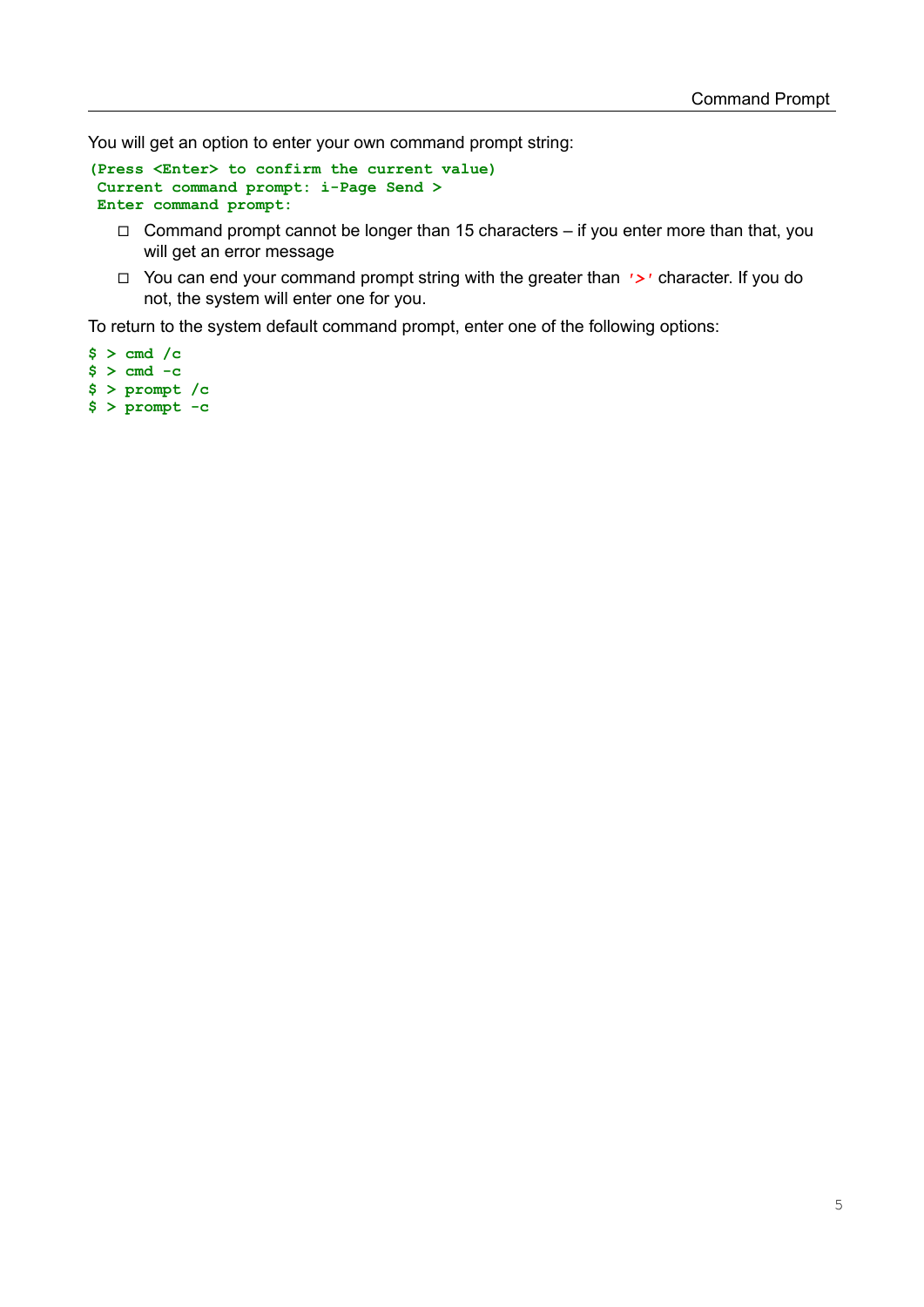You will get an option to enter your own command prompt string:

```
(Press <Enter> to confirm the current value)
 Current command prompt: i-Page Send >
 Enter command prompt:
```

- Command prompt cannot be longer than 15 characters – if you enter more than that, you will get an error message
- You can end your command prompt string with the greater than `'>'` character. If you do not, the system will enter one for you.

To return to the system default command prompt, enter one of the following options:

```
$ > cmd /c
$ > cmd -c
$ > prompt /c
$ > prompt -c
```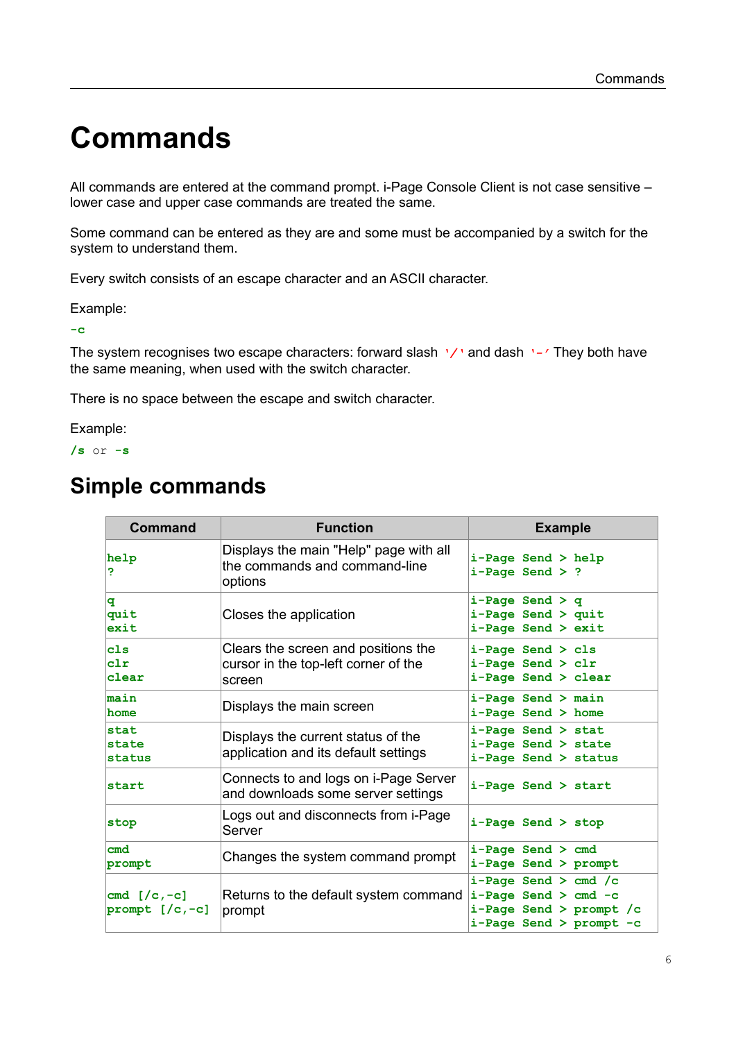# Commands

All commands are entered at the command prompt. i-Page Console Client is not case sensitive – lower case and upper case commands are treated the same.

Some command can be entered as they are and some must be accompanied by a switch for the system to understand them.

Every switch consists of an escape character and an ASCII character.

Example:

`-c`

The system recognises two escape characters: forward slash `'/'` and dash `'-'` They both have the same meaning, when used with the switch character.

There is no space between the escape and switch character.

Example:

`/s` or `-s`

## Simple commands

| Command | Function | Example |
|---|---|---|
| `help`<br>`?` | Displays the main "Help" page with all the commands and command-line options | `i-Page Send > help`<br>`i-Page Send > ?` |
| `q`<br>`quit`<br>`exit` | Closes the application | `i-Page Send > q`<br>`i-Page Send > quit`<br>`i-Page Send > exit` |
| `cls`<br>`clr`<br>`clear` | Clears the screen and positions the cursor in the top-left corner of the screen | `i-Page Send > cls`<br>`i-Page Send > clr`<br>`i-Page Send > clear` |
| `main`<br>`home` | Displays the main screen | `i-Page Send > main`<br>`i-Page Send > home` |
| `stat`<br>`state`<br>`status` | Displays the current status of the application and its default settings | `i-Page Send > stat`<br>`i-Page Send > state`<br>`i-Page Send > status` |
| `start` | Connects to and logs on i-Page Server and downloads some server settings | `i-Page Send > start` |
| `stop` | Logs out and disconnects from i-Page Server | `i-Page Send > stop` |
| `cmd`<br>`prompt` | Changes the system command prompt | `i-Page Send > cmd`<br>`i-Page Send > prompt` |
| `cmd [/c,-c]`<br>`prompt [/c,-c]` | Returns to the default system command prompt | `i-Page Send > cmd /c`<br>`i-Page Send > cmd -c`<br>`i-Page Send > prompt /c`<br>`i-Page Send > prompt -c` |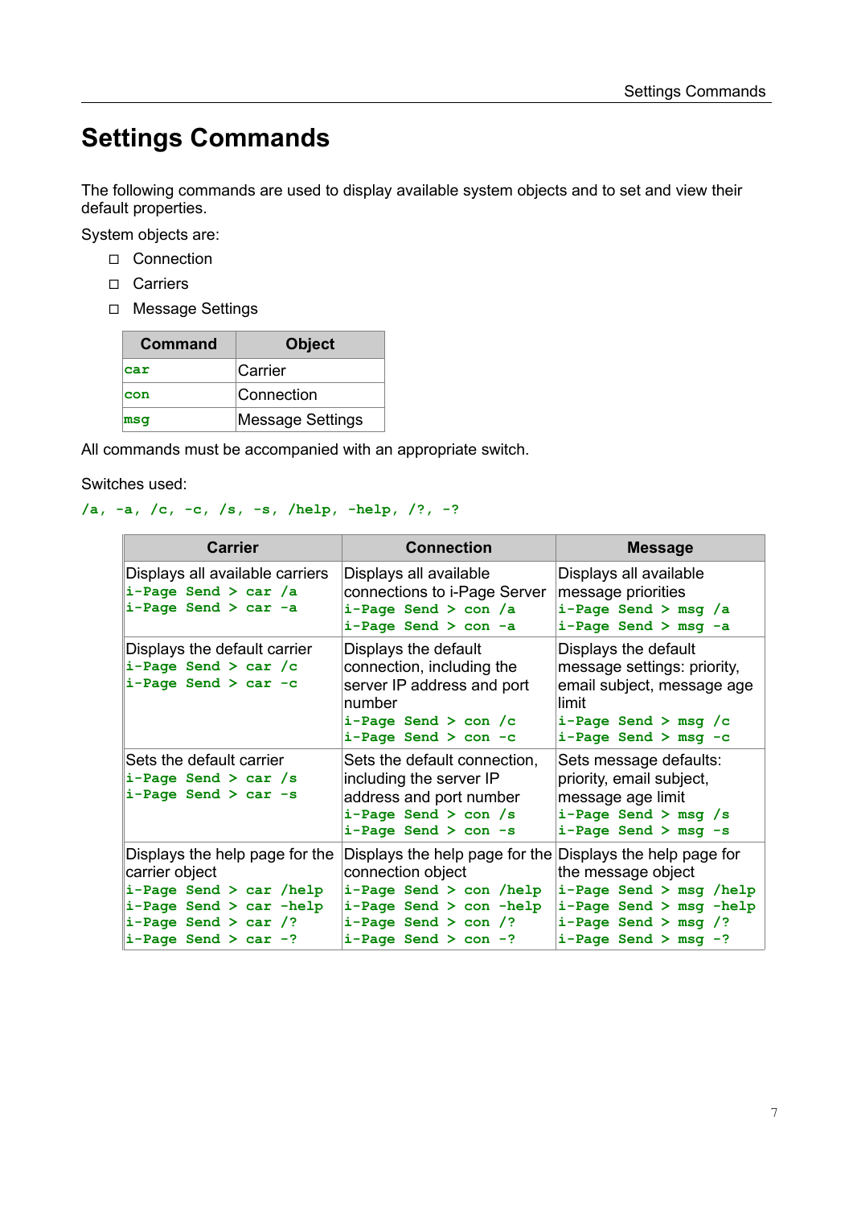# Settings Commands

The following commands are used to display available system objects and to set and view their default properties.

System objects are:

- Connection
- Carriers
- Message Settings

| Command | Object |
|---|---|
| `car` | Carrier |
| `con` | Connection |
| `msg` | Message Settings |

All commands must be accompanied with an appropriate switch.

Switches used:

`/a, -a, /c, -c, /s, -s, /help, -help, /?, -?`

| Carrier | Connection | Message |
|---|---|---|
| Displays all available carriers<br>`i-Page Send > car /a`<br>`i-Page Send > car -a` | Displays all available connections to i-Page Server<br>`i-Page Send > con /a`<br>`i-Page Send > con -a` | Displays all available message priorities<br>`i-Page Send > msg /a`<br>`i-Page Send > msg -a` |
| Displays the default carrier<br>`i-Page Send > car /c`<br>`i-Page Send > car -c` | Displays the default connection, including the server IP address and port number<br>`i-Page Send > con /c`<br>`i-Page Send > con -c` | Displays the default message settings: priority, email subject, message age limit<br>`i-Page Send > msg /c`<br>`i-Page Send > msg -c` |
| Sets the default carrier<br>`i-Page Send > car /s`<br>`i-Page Send > car -s` | Sets the default connection, including the server IP address and port number<br>`i-Page Send > con /s`<br>`i-Page Send > con -s` | Sets message defaults: priority, email subject, message age limit<br>`i-Page Send > msg /s`<br>`i-Page Send > msg -s` |
| Displays the help page for the carrier object<br>`i-Page Send > car /help`<br>`i-Page Send > car -help`<br>`i-Page Send > car /?`<br>`i-Page Send > car -?` | Displays the help page for the connection object<br>`i-Page Send > con /help`<br>`i-Page Send > con -help`<br>`i-Page Send > con /?`<br>`i-Page Send > con -?` | Displays the help page for the message object<br>`i-Page Send > msg /help`<br>`i-Page Send > msg -help`<br>`i-Page Send > msg /?`<br>`i-Page Send > msg -?` |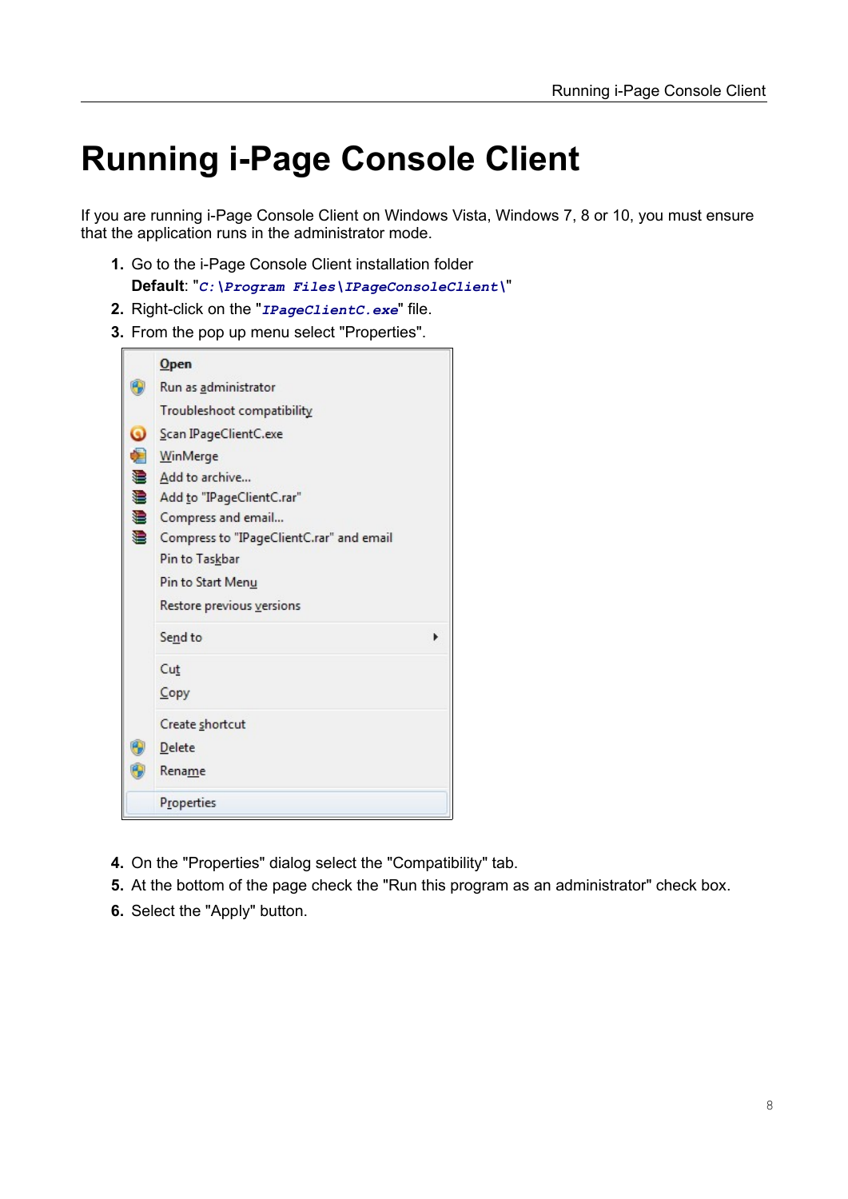# Running i-Page Console Client

If you are running i-Page Console Client on Windows Vista, Windows 7, 8 or 10, you must ensure that the application runs in the administrator mode.

1. Go to the i-Page Console Client installation folder
   **Default**: "`C:\Program Files\IPageConsoleClient\`"
2. Right-click on the "`IPageClientC.exe`" file.
3. From the pop up menu select "Properties".

4. On the "Properties" dialog select the "Compatibility" tab.
5. At the bottom of the page check the "Run this program as an administrator" check box.
6. Select the "Apply" button.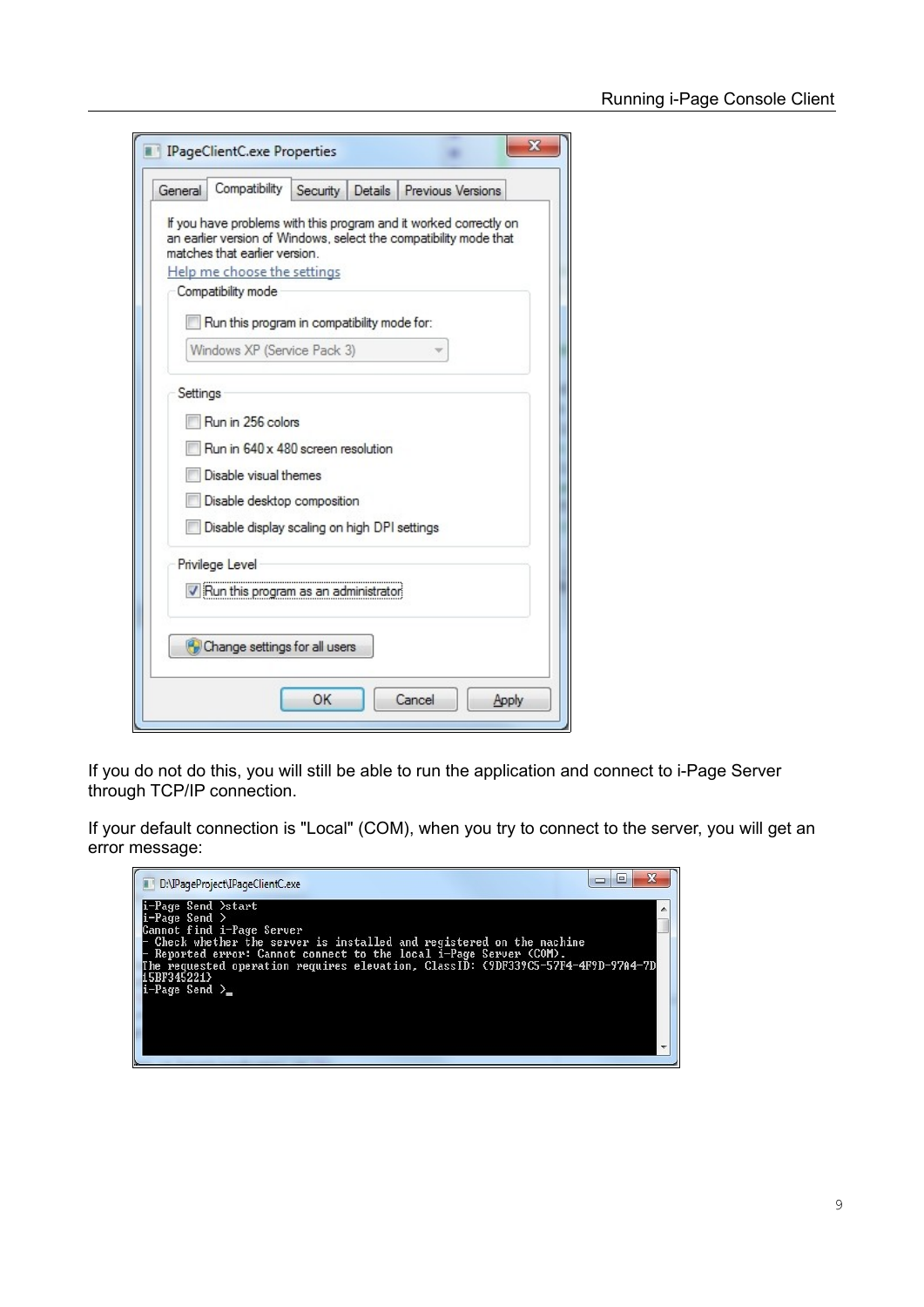If you do not do this, you will still be able to run the application and connect to i-Page Server through TCP/IP connection.

If your default connection is "Local" (COM), when you try to connect to the server, you will get an error message: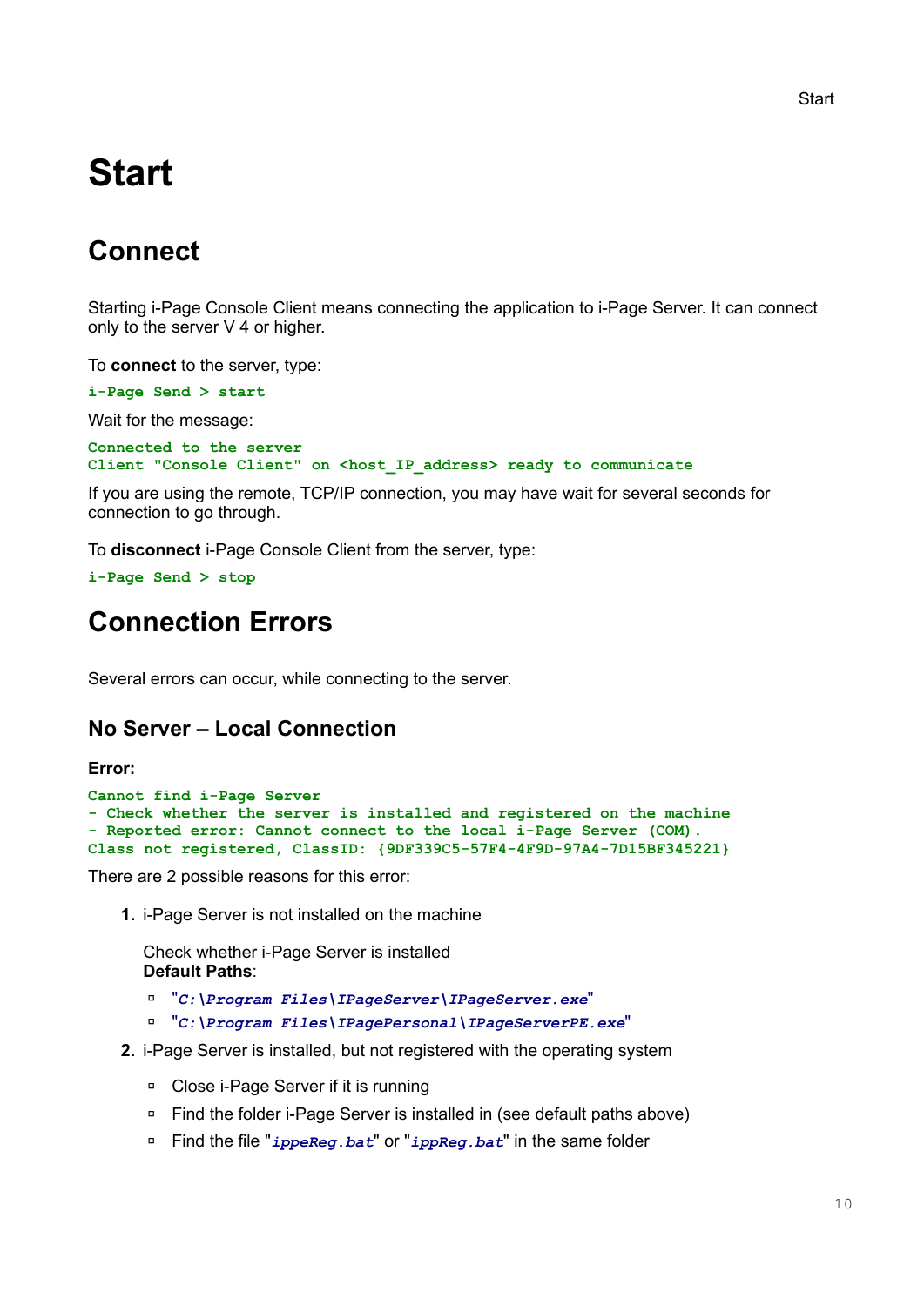# Start

## Connect

Starting i-Page Console Client means connecting the application to i-Page Server. It can connect only to the server V 4 or higher.

To **connect** to the server, type:

```
i-Page Send > start
```

Wait for the message:

```
Connected to the server
Client "Console Client" on <host_IP_address> ready to communicate
```

If you are using the remote, TCP/IP connection, you may have wait for several seconds for connection to go through.

To **disconnect** i-Page Console Client from the server, type:

```
i-Page Send > stop
```

## Connection Errors

Several errors can occur, while connecting to the server.

### No Server – Local Connection

**Error:**

```
Cannot find i-Page Server
- Check whether the server is installed and registered on the machine
- Reported error: Cannot connect to the local i-Page Server (COM).
Class not registered, ClassID: {9DF339C5-57F4-4F9D-97A4-7D15BF345221}
```

There are 2 possible reasons for this error:

1. i-Page Server is not installed on the machine

   Check whether i-Page Server is installed
   **Default Paths**:

   - "*C:\Program Files\IPageServer\IPageServer.exe*"
   - "*C:\Program Files\IPagePersonal\IPageServerPE.exe*"

2. i-Page Server is installed, but not registered with the operating system

   - Close i-Page Server if it is running
   - Find the folder i-Page Server is installed in (see default paths above)
   - Find the file "*ippeReg.bat*" or "*ippReg.bat*" in the same folder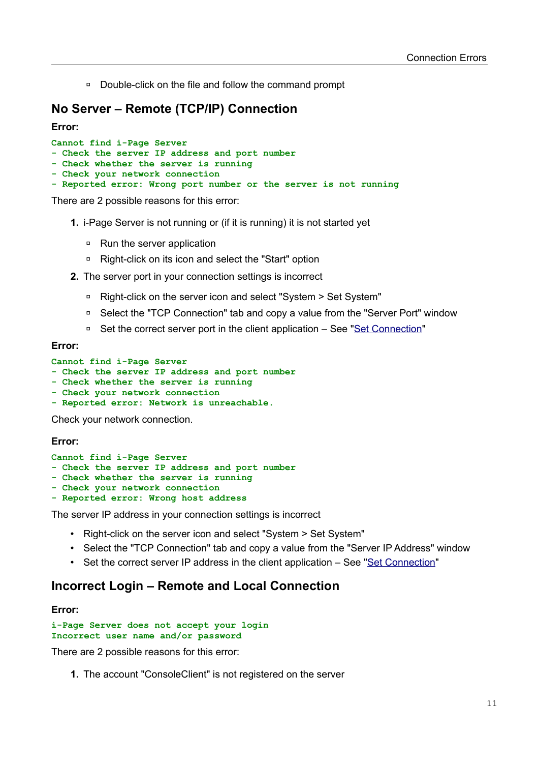- Double-click on the file and follow the command prompt

## No Server – Remote (TCP/IP) Connection

**Error:**

```
Cannot find i-Page Server
- Check the server IP address and port number
- Check whether the server is running
- Check your network connection
- Reported error: Wrong port number or the server is not running
```

There are 2 possible reasons for this error:

1. i-Page Server is not running or (if it is running) it is not started yet
    - Run the server application
    - Right-click on its icon and select the "Start" option
2. The server port in your connection settings is incorrect
    - Right-click on the server icon and select "System > Set System"
    - Select the "TCP Connection" tab and copy a value from the "Server Port" window
    - Set the correct server port in the client application – See "Set Connection"

**Error:**

```
Cannot find i-Page Server
- Check the server IP address and port number
- Check whether the server is running
- Check your network connection
- Reported error: Network is unreachable.
```

Check your network connection.

**Error:**

```
Cannot find i-Page Server
- Check the server IP address and port number
- Check whether the server is running
- Check your network connection
- Reported error: Wrong host address
```

The server IP address in your connection settings is incorrect

- Right-click on the server icon and select "System > Set System"
- Select the "TCP Connection" tab and copy a value from the "Server IP Address" window
- Set the correct server IP address in the client application – See "Set Connection"

## Incorrect Login – Remote and Local Connection

**Error:**

```
i-Page Server does not accept your login
Incorrect user name and/or password
```

There are 2 possible reasons for this error:

1. The account "ConsoleClient" is not registered on the server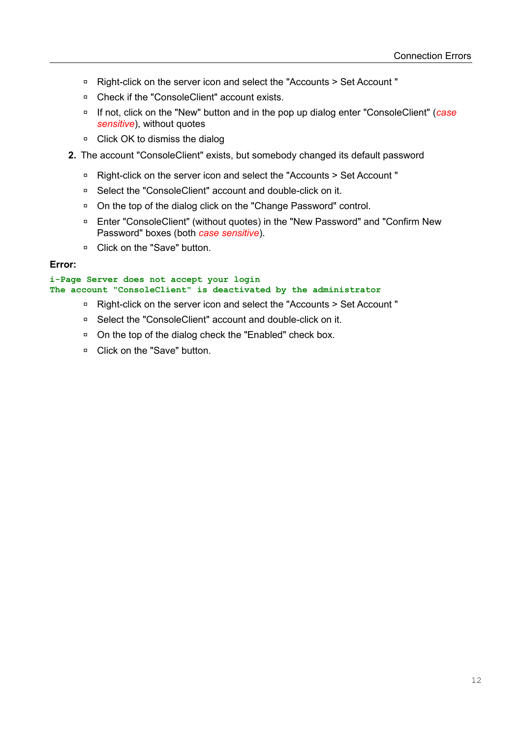- Right-click on the server icon and select the "Accounts > Set Account "
- Check if the "ConsoleClient" account exists.
- If not, click on the "New" button and in the pop up dialog enter "ConsoleClient" (*case sensitive*), without quotes
- Click OK to dismiss the dialog

2. The account "ConsoleClient" exists, but somebody changed its default password

   - Right-click on the server icon and select the "Accounts > Set Account "
   - Select the "ConsoleClient" account and double-click on it.
   - On the top of the dialog click on the "Change Password" control.
   - Enter "ConsoleClient" (without quotes) in the "New Password" and "Confirm New Password" boxes (both *case sensitive*).
   - Click on the "Save" button.

**Error:**

```
i-Page Server does not accept your login
The account "ConsoleClient" is deactivated by the administrator
```

- Right-click on the server icon and select the "Accounts > Set Account "
- Select the "ConsoleClient" account and double-click on it.
- On the top of the dialog check the "Enabled" check box.
- Click on the "Save" button.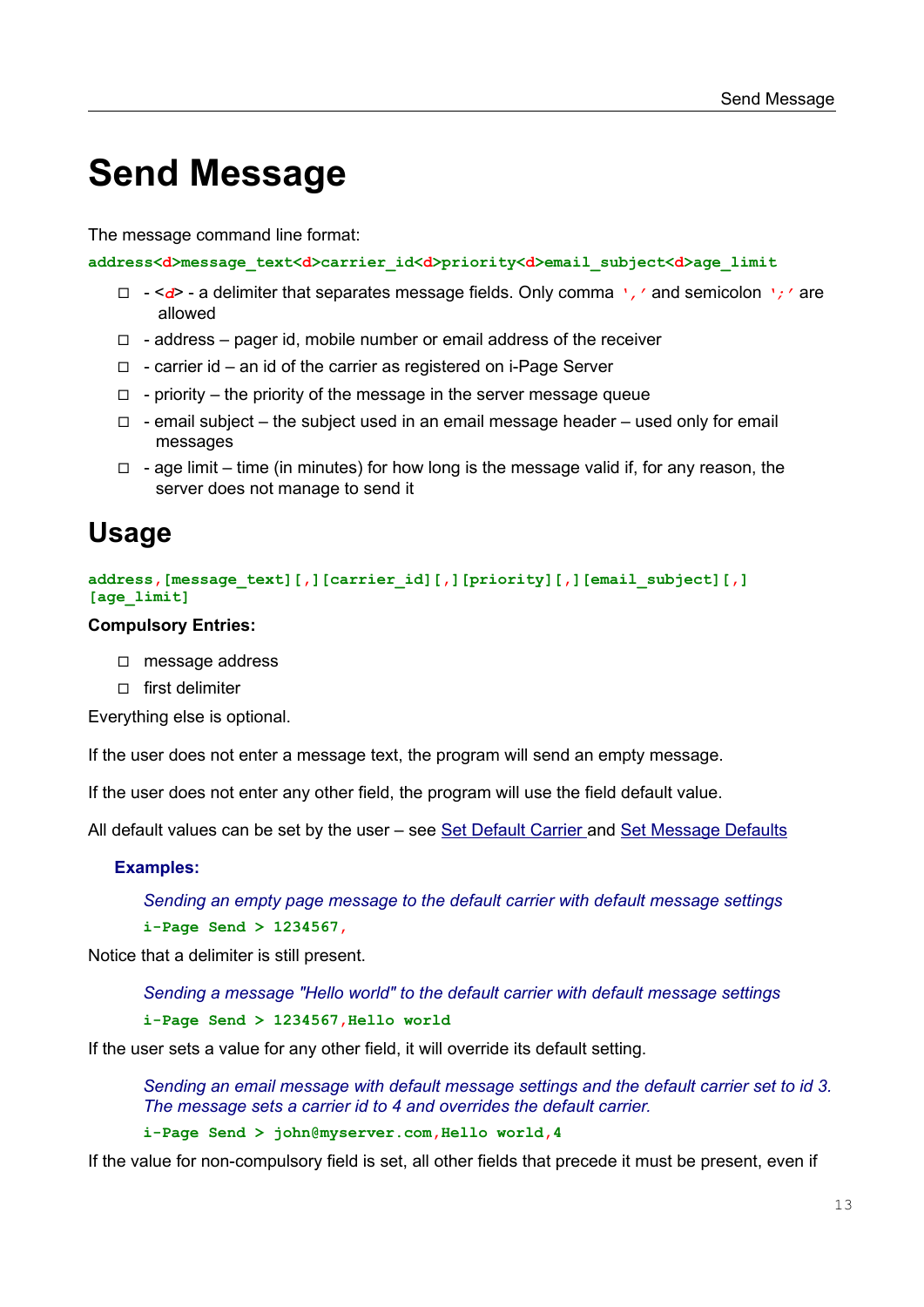# Send Message

The message command line format:

`address<d>message_text<d>carrier_id<d>priority<d>email_subject<d>age_limit`

- - <*d*> - a delimiter that separates message fields. Only comma `','` and semicolon `';'` are allowed
- - address – pager id, mobile number or email address of the receiver
- - carrier id – an id of the carrier as registered on i-Page Server
- - priority – the priority of the message in the server message queue
- - email subject – the subject used in an email message header – used only for email messages
- - age limit – time (in minutes) for how long is the message valid if, for any reason, the server does not manage to send it

## Usage

```
address,[message_text][,][carrier_id][,][priority][,][email_subject][,]
[age_limit]
```

**Compulsory Entries:**

- message address
- first delimiter

Everything else is optional.

If the user does not enter a message text, the program will send an empty message.

If the user does not enter any other field, the program will use the field default value.

All default values can be set by the user – see Set Default Carrier and Set Message Defaults

**Examples:**

*Sending an empty page message to the default carrier with default message settings*

```
i-Page Send > 1234567,
```

Notice that a delimiter is still present.

*Sending a message "Hello world" to the default carrier with default message settings*

```
i-Page Send > 1234567,Hello world
```

If the user sets a value for any other field, it will override its default setting.

*Sending an email message with default message settings and the default carrier set to id 3. The message sets a carrier id to 4 and overrides the default carrier.*

```
i-Page Send > john@myserver.com,Hello world,4
```

If the value for non-compulsory field is set, all other fields that precede it must be present, even if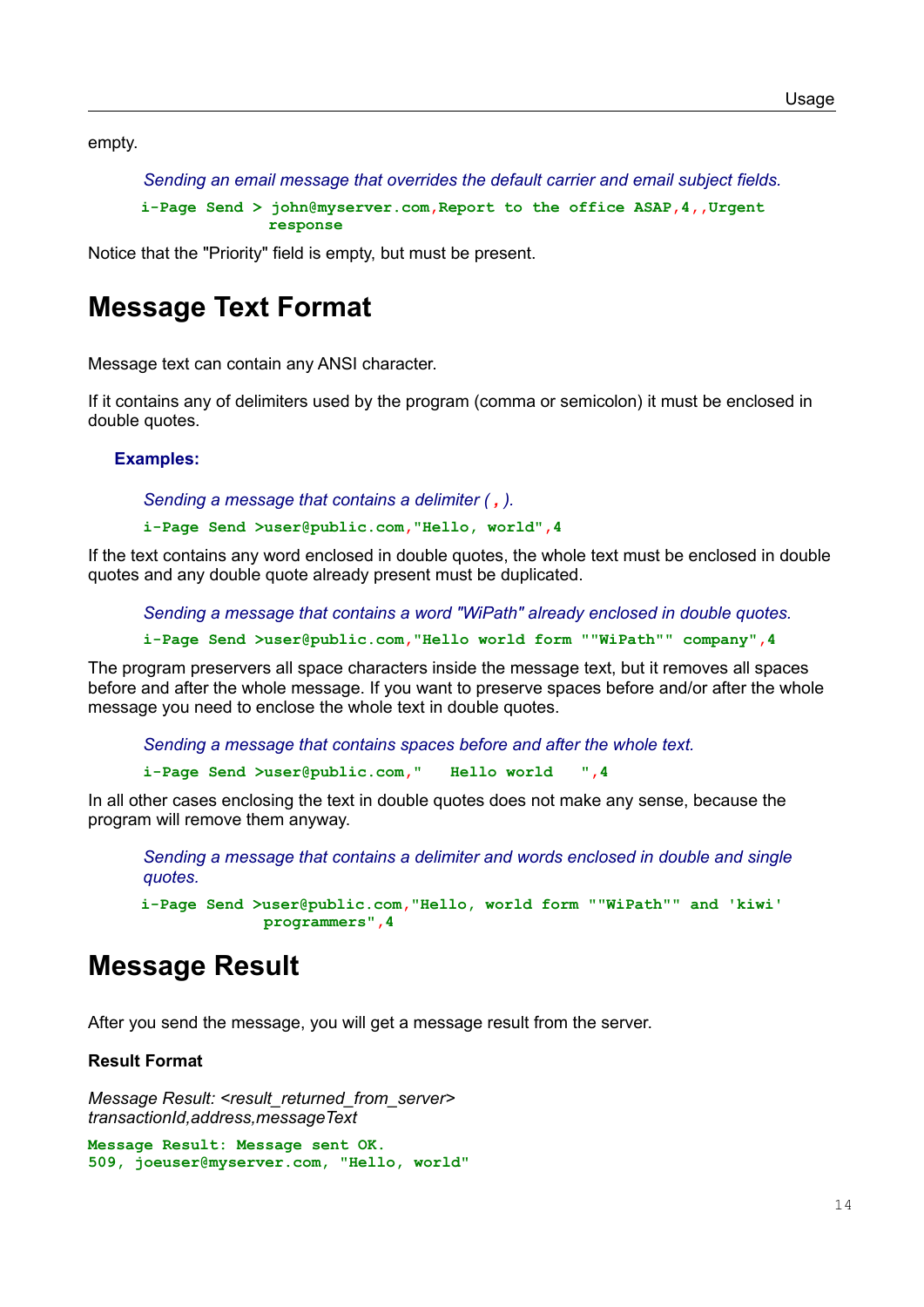empty.

*Sending an email message that overrides the default carrier and email subject fields.*

```
i-Page Send > john@myserver.com,Report to the office ASAP,4,,Urgent
            response
```

Notice that the "Priority" field is empty, but must be present.

# Message Text Format

Message text can contain any ANSI character.

If it contains any of delimiters used by the program (comma or semicolon) it must be enclosed in double quotes.

### Examples:

*Sending a message that contains a delimiter ( , ).*

```
i-Page Send >user@public.com,"Hello, world",4
```

If the text contains any word enclosed in double quotes, the whole text must be enclosed in double quotes and any double quote already present must be duplicated.

*Sending a message that contains a word "WiPath" already enclosed in double quotes.*

```
i-Page Send >user@public.com,"Hello world form ""WiPath"" company",4
```

The program preservers all space characters inside the message text, but it removes all spaces before and after the whole message. If you want to preserve spaces before and/or after the whole message you need to enclose the whole text in double quotes.

*Sending a message that contains spaces before and after the whole text.*

```
i-Page Send >user@public.com,"   Hello world   ",4
```

In all other cases enclosing the text in double quotes does not make any sense, because the program will remove them anyway.

*Sending a message that contains a delimiter and words enclosed in double and single quotes.*

```
i-Page Send >user@public.com,"Hello, world form ""WiPath"" and 'kiwi'
           programmers",4
```

# Message Result

After you send the message, you will get a message result from the server.

**Result Format**

*Message Result: <result_returned_from_server>*
*transactionId,address,messageText*

```
Message Result: Message sent OK.
509, joeuser@myserver.com, "Hello, world"
```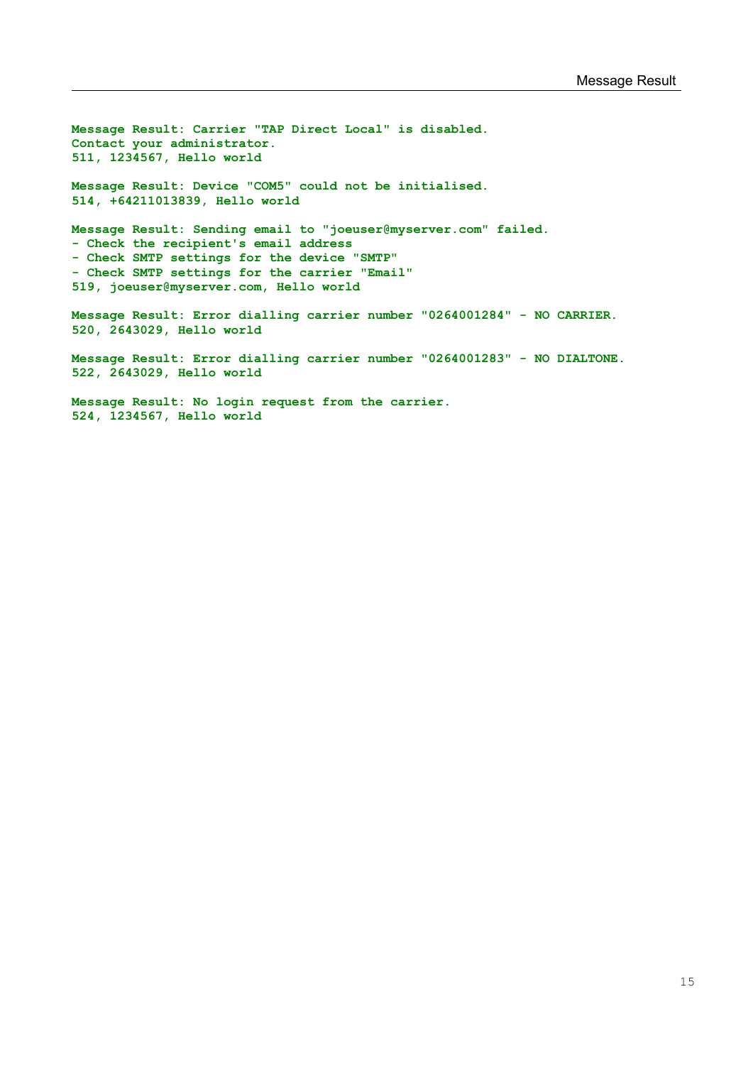```
Message Result: Carrier "TAP Direct Local" is disabled.
Contact your administrator.
511, 1234567, Hello world

Message Result: Device "COM5" could not be initialised.
514, +64211013839, Hello world

Message Result: Sending email to "joeuser@myserver.com" failed.
- Check the recipient's email address
- Check SMTP settings for the device "SMTP"
- Check SMTP settings for the carrier "Email"
519, joeuser@myserver.com, Hello world

Message Result: Error dialling carrier number "0264001284" - NO CARRIER.
520, 2643029, Hello world

Message Result: Error dialling carrier number "0264001283" - NO DIALTONE.
522, 2643029, Hello world

Message Result: No login request from the carrier.
524, 1234567, Hello world
```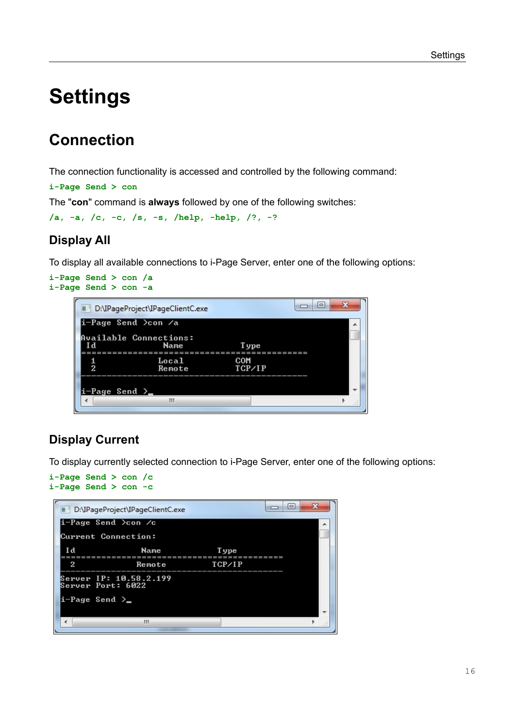# Settings

## Connection

The connection functionality is accessed and controlled by the following command:

```
i-Page Send > con
```

The "**con**" command is **always** followed by one of the following switches:

```
/a, -a, /c, -c, /s, -s, /help, -help, /?, -?
```

### Display All

To display all available connections to i-Page Server, enter one of the following options:

```
i-Page Send > con /a
i-Page Send > con -a
```

```
i-Page Send >con /a

Available Connections:
 Id              Name              Type
==========================================
  1             Local             COM
  2             Remote            TCP/IP
------------------------------------------

i-Page Send >_
```

### Display Current

To display currently selected connection to i-Page Server, enter one of the following options:

```
i-Page Send > con /c
i-Page Send > con -c
```

```
i-Page Send >con /c

Current Connection:

 Id              Name              Type
==========================================
  2             Remote            TCP/IP
------------------------------------------
Server IP: 10.58.2.199
Server Port: 6022

i-Page Send >_
```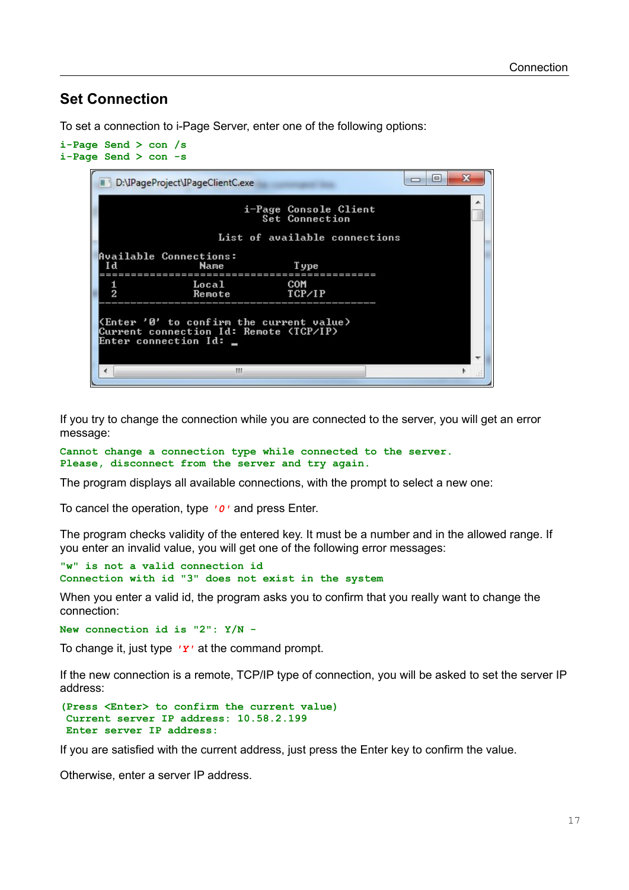## Set Connection

To set a connection to i-Page Server, enter one of the following options:

```
i-Page Send > con /s
i-Page Send > con -s
```

```
D:\IPageProject\IPageClientC.exe

                    i-Page Console Client
                       Set Connection

                  List of available connections

Available Connections:
 Id                  Name                 Type
==============================================
  1                 Local                COM
  2                 Remote               TCP/IP
----------------------------------------------

<Enter '0' to confirm the current value>
Current connection Id: Remote (TCP/IP)
Enter connection Id: _
```

If you try to change the connection while you are connected to the server, you will get an error message:

```
Cannot change a connection type while connected to the server.
Please, disconnect from the server and try again.
```

The program displays all available connections, with the prompt to select a new one:

To cancel the operation, type *'0'* and press Enter.

The program checks validity of the entered key. It must be a number and in the allowed range. If you enter an invalid value, you will get one of the following error messages:

```
"w" is not a valid connection id
Connection with id "3" does not exist in the system
```

When you enter a valid id, the program asks you to confirm that you really want to change the connection:

```
New connection id is "2": Y/N -
```

To change it, just type *'Y'* at the command prompt.

If the new connection is a remote, TCP/IP type of connection, you will be asked to set the server IP address:

```
(Press <Enter> to confirm the current value)
 Current server IP address: 10.58.2.199
 Enter server IP address:
```

If you are satisfied with the current address, just press the Enter key to confirm the value.

Otherwise, enter a server IP address.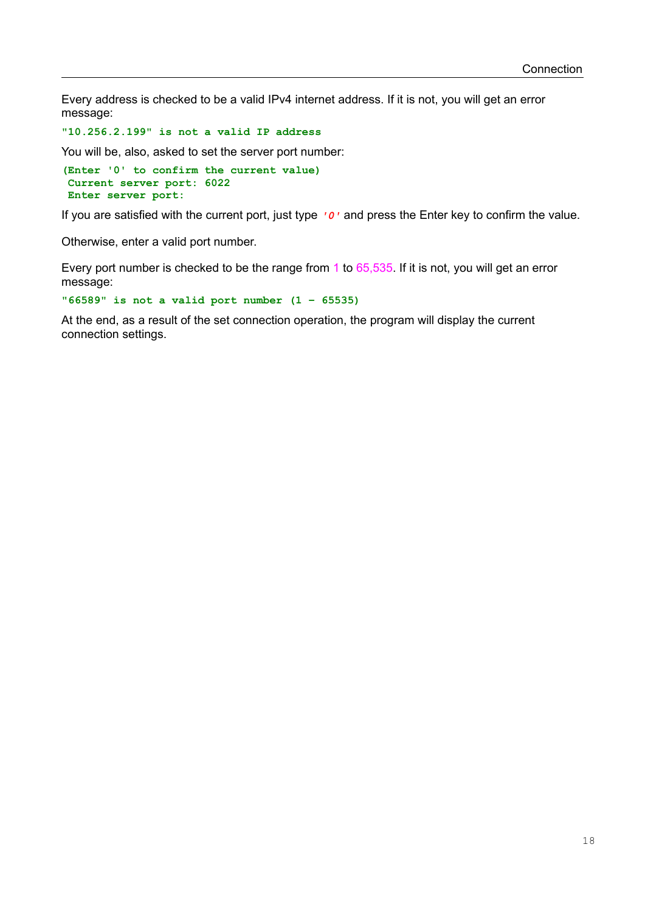Every address is checked to be a valid IPv4 internet address. If it is not, you will get an error message:

```
"10.256.2.199" is not a valid IP address
```

You will be, also, asked to set the server port number:

```
(Enter '0' to confirm the current value)
 Current server port: 6022
 Enter server port:
```

If you are satisfied with the current port, just type *'0'* and press the Enter key to confirm the value.

Otherwise, enter a valid port number.

Every port number is checked to be the range from 1 to 65,535. If it is not, you will get an error message:

```
"66589" is not a valid port number (1 - 65535)
```

At the end, as a result of the set connection operation, the program will display the current connection settings.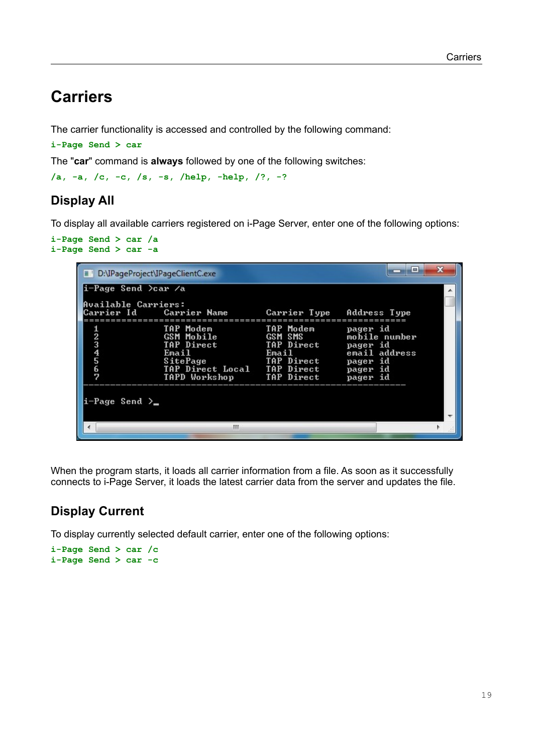# Carriers

The carrier functionality is accessed and controlled by the following command:

```
i-Page Send > car
```

The "**car**" command is **always** followed by one of the following switches:

```
/a, -a, /c, -c, /s, -s, /help, -help, /?, -?
```

## Display All

To display all available carriers registered on i-Page Server, enter one of the following options:

```
i-Page Send > car /a
i-Page Send > car -a
```

```
D:\IPageProject\IPageClientC.exe

i-Page Send >car /a

Available Carriers:
Carrier Id      Carrier Name          Carrier Type    Address Type
=====================================================================
  1             TAP Modem             TAP Modem       pager id
  2             GSM Mobile            GSM SMS         mobile number
  3             TAP Direct            TAP Direct      pager id
  4             Email                 Email           email address
  5             SitePage              TAP Direct      pager id
  6             TAP Direct Local      TAP Direct      pager id
  7             TAPD Workshop         TAP Direct      pager id
---------------------------------------------------------------------

i-Page Send >_
```

When the program starts, it loads all carrier information from a file. As soon as it successfully connects to i-Page Server, it loads the latest carrier data from the server and updates the file.

## Display Current

To display currently selected default carrier, enter one of the following options:

```
i-Page Send > car /c
i-Page Send > car -c
```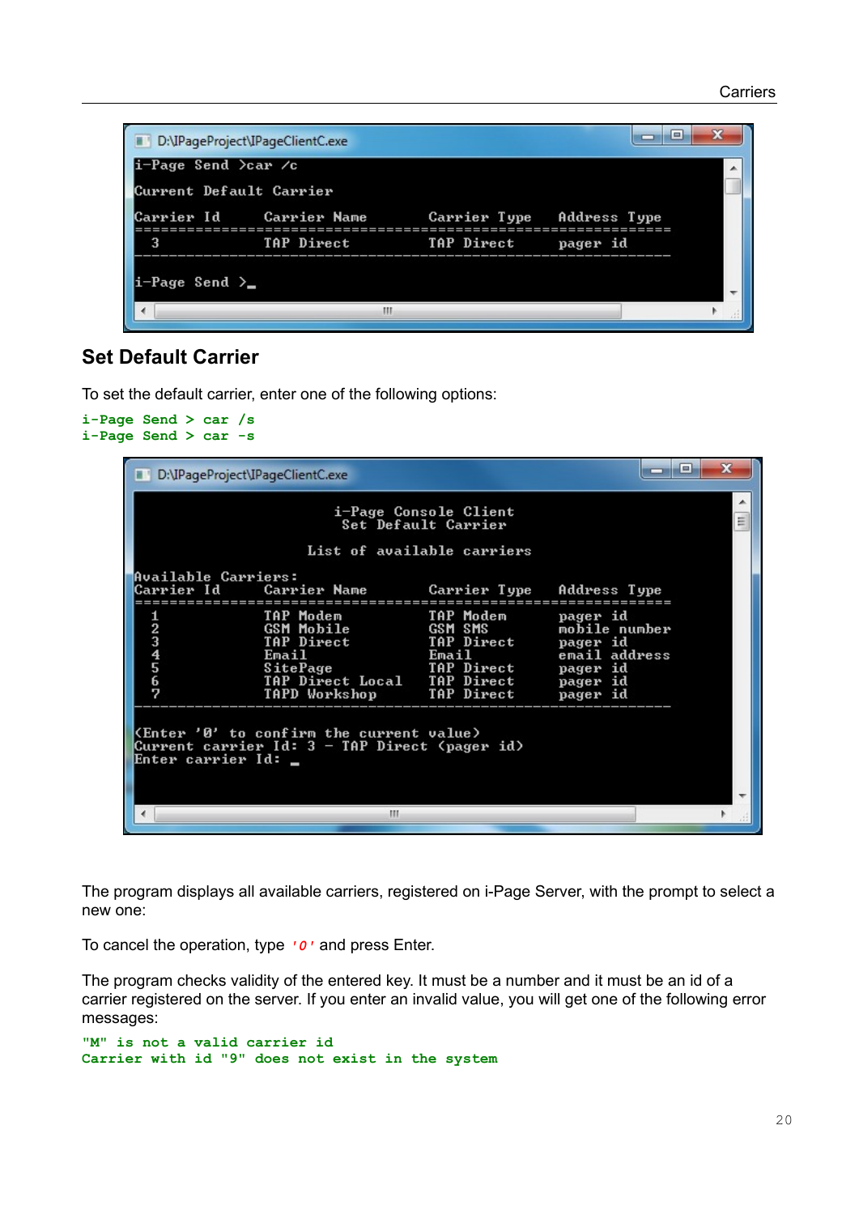```
D:\IPageProject\IPageClientC.exe
i-Page Send >car /c

Current Default Carrier

Carrier Id      Carrier Name         Carrier Type    Address Type
==================================================================
  3             TAP Direct           TAP Direct      pager id
------------------------------------------------------------------

i-Page Send >_
```

## Set Default Carrier

To set the default carrier, enter one of the following options:

```
i-Page Send > car /s
i-Page Send > car -s
```

```
D:\IPageProject\IPageClientC.exe

                     i-Page Console Client
                      Set Default Carrier

                    List of available carriers

Available Carriers:
Carrier Id      Carrier Name         Carrier Type    Address Type
==================================================================
  1             TAP Modem            TAP Modem       pager id
  2             GSM Mobile           GSM SMS         mobile number
  3             TAP Direct           TAP Direct      pager id
  4             Email                Email           email address
  5             SitePage             TAP Direct      pager id
  6             TAP Direct Local     TAP Direct      pager id
  7             TAPD Workshop        TAP Direct      pager id
------------------------------------------------------------------

<Enter '0' to confirm the current value>
Current carrier Id: 3 - TAP Direct <pager id>
Enter carrier Id: _
```

The program displays all available carriers, registered on i-Page Server, with the prompt to select a new one:

To cancel the operation, type *'0'* and press Enter.

The program checks validity of the entered key. It must be a number and it must be an id of a carrier registered on the server. If you enter an invalid value, you will get one of the following error messages:

```
"M" is not a valid carrier id
Carrier with id "9" does not exist in the system
```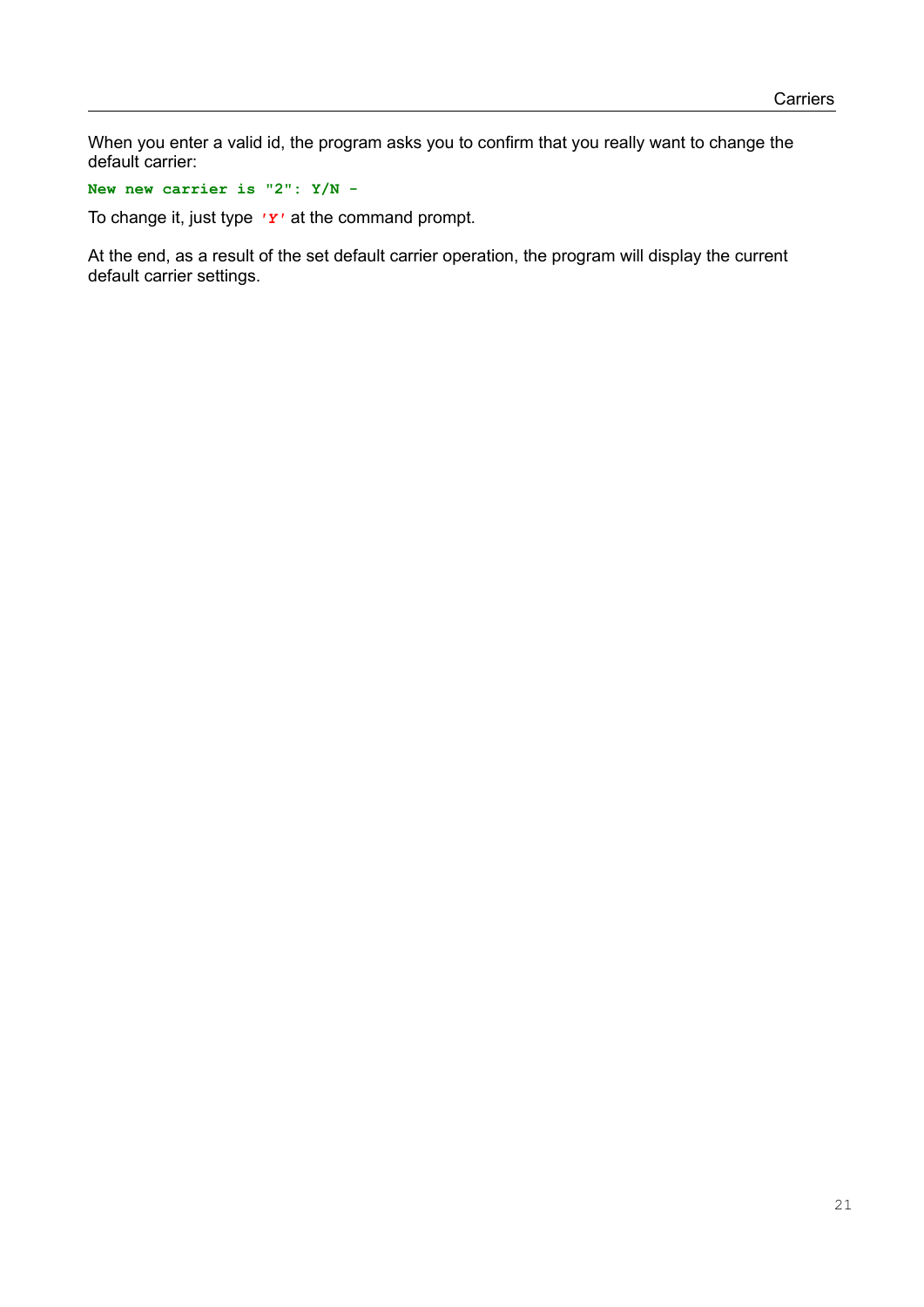When you enter a valid id, the program asks you to confirm that you really want to change the default carrier:

```
New new carrier is "2": Y/N -
```

To change it, just type *'Y'* at the command prompt.

At the end, as a result of the set default carrier operation, the program will display the current default carrier settings.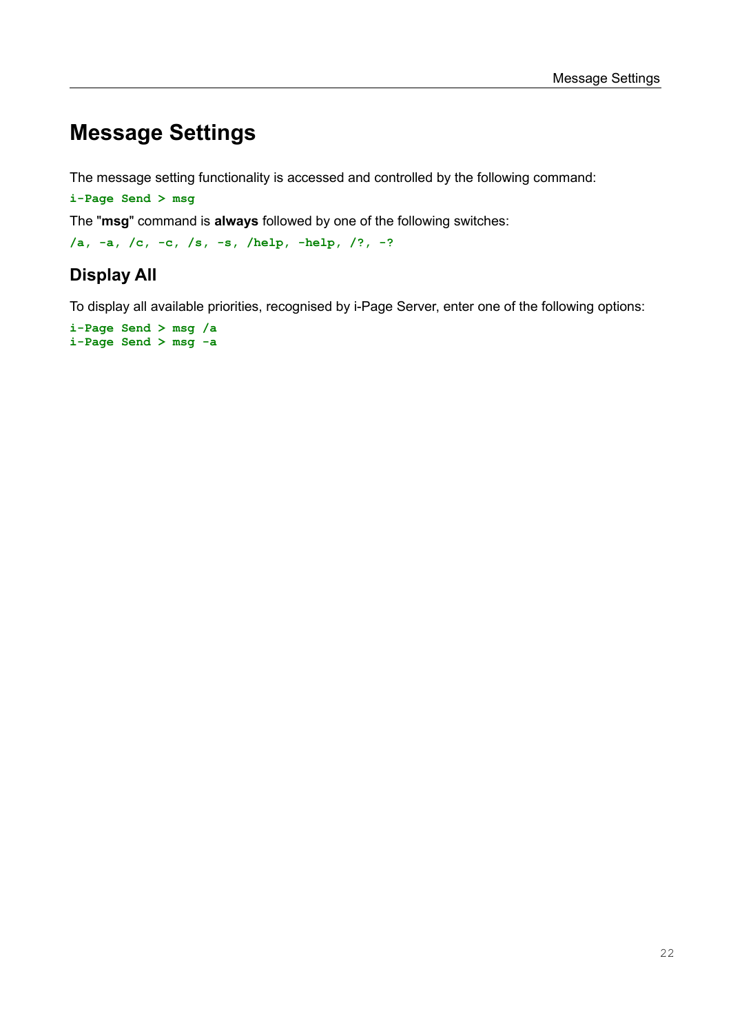# Message Settings

The message setting functionality is accessed and controlled by the following command:

```
i-Page Send > msg
```

The "**msg**" command is **always** followed by one of the following switches:

```
/a, -a, /c, -c, /s, -s, /help, -help, /?, -?
```

## Display All

To display all available priorities, recognised by i-Page Server, enter one of the following options:

```
i-Page Send > msg /a
i-Page Send > msg -a
```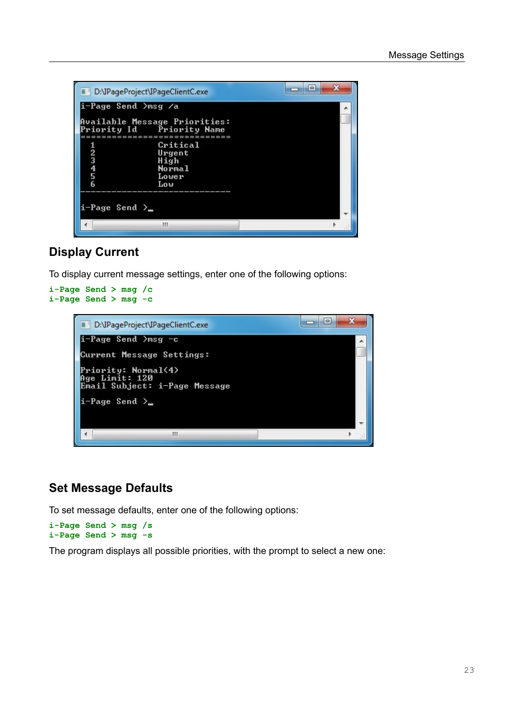```
D:\IPageProject\IPageClientC.exe
i-Page Send >msg /a

Available Message Priorities:
Priority Id     Priority Name
=============================
  1              Critical
  2              Urgent
  3              High
  4              Normal
  5              Lower
  6              Low
-----------------------------

i-Page Send >_
```

## Display Current

To display current message settings, enter one of the following options:

```
i-Page Send > msg /c
i-Page Send > msg -c
```

```
D:\IPageProject\IPageClientC.exe
i-Page Send >msg -c

Current Message Settings:

Priority: Normal(4)
Age Limit: 120
Email Subject: i-Page Message

i-Page Send >_
```

## Set Message Defaults

To set message defaults, enter one of the following options:

```
i-Page Send > msg /s
i-Page Send > msg -s
```

The program displays all possible priorities, with the prompt to select a new one: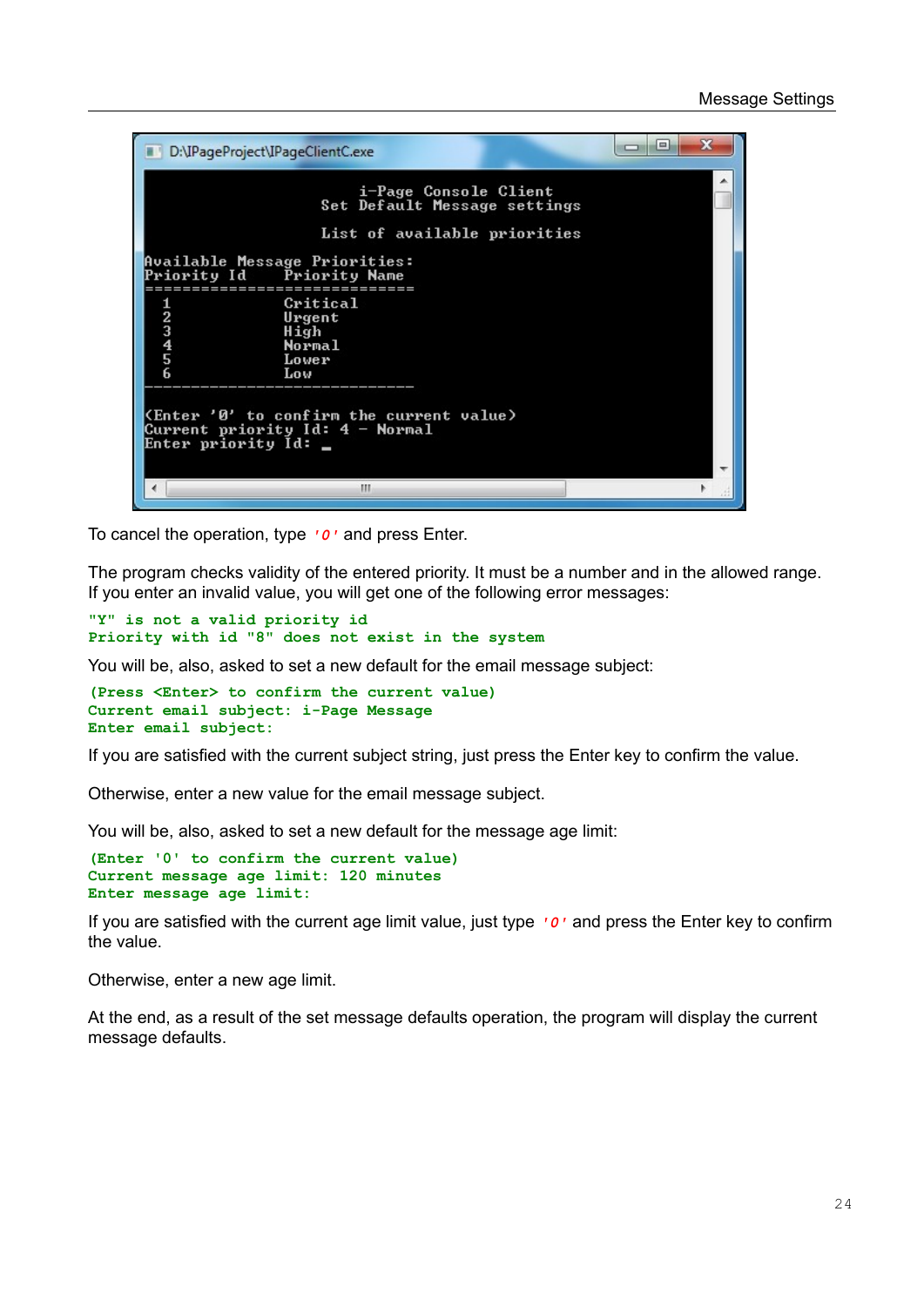```
D:\IPageProject\IPageClientC.exe

                    i-Page Console Client
                 Set Default Message settings

                  List of available priorities

Available Message Priorities:
Priority Id     Priority Name
=============================
  1             Critical
  2             Urgent
  3             High
  4             Normal
  5             Lower
  6             Low
-----------------------------

<Enter '0' to confirm the current value>
Current priority Id: 4 - Normal
Enter priority Id: _
```

To cancel the operation, type `'0'` and press Enter.

The program checks validity of the entered priority. It must be a number and in the allowed range. If you enter an invalid value, you will get one of the following error messages:

```
"Y" is not a valid priority id
Priority with id "8" does not exist in the system
```

You will be, also, asked to set a new default for the email message subject:

```
(Press <Enter> to confirm the current value)
Current email subject: i-Page Message
Enter email subject:
```

If you are satisfied with the current subject string, just press the Enter key to confirm the value.

Otherwise, enter a new value for the email message subject.

You will be, also, asked to set a new default for the message age limit:

```
(Enter '0' to confirm the current value)
Current message age limit: 120 minutes
Enter message age limit:
```

If you are satisfied with the current age limit value, just type `'0'` and press the Enter key to confirm the value.

Otherwise, enter a new age limit.

At the end, as a result of the set message defaults operation, the program will display the current message defaults.